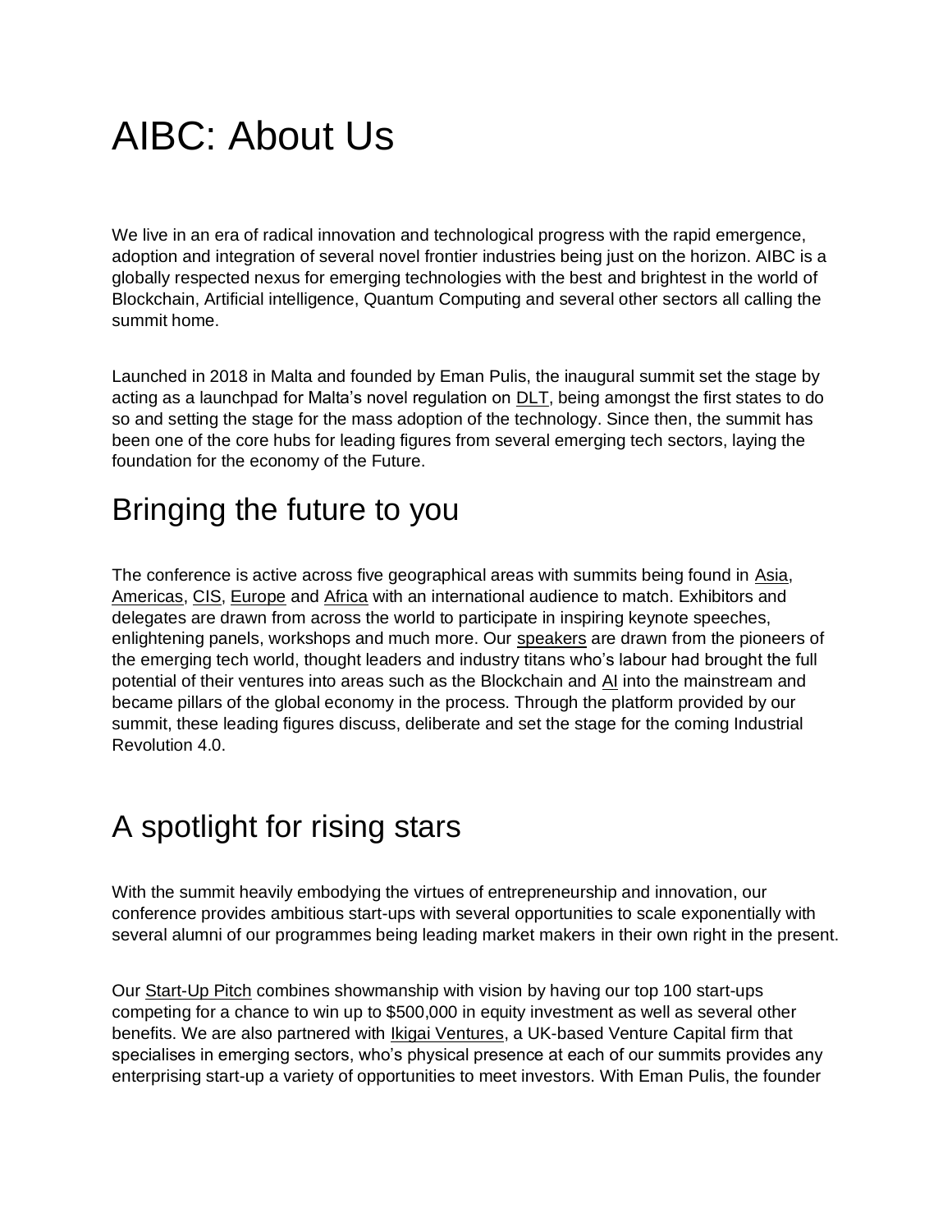# AIBC: About Us

We live in an era of radical innovation and technological progress with the rapid emergence, adoption and integration of several novel frontier industries being just on the horizon. AIBC is a globally respected nexus for emerging technologies with the best and brightest in the world of Blockchain, Artificial intelligence, Quantum Computing and several other sectors all calling the summit home.

Launched in 2018 in Malta and founded by Eman Pulis, the inaugural summit set the stage by acting as a launchpad for Malta's novel regulation on DLT, being amongst the first states to do so and setting the stage for the mass adoption of the technology. Since then, the summit has been one of the core hubs for leading figures from several emerging tech sectors, laying the foundation for the economy of the Future.

## Bringing the future to you

The conference is active across five geographical areas with summits being found in Asia, Americas, CIS, Europe and Africa with an international audience to match. Exhibitors and delegates are drawn from across the world to participate in inspiring keynote speeches, enlightening panels, workshops and much more. Our speakers are drawn from the pioneers of the emerging tech world, thought leaders and industry titans who's labour had brought the full potential of their ventures into areas such as the Blockchain and AI into the mainstream and became pillars of the global economy in the process. Through the platform provided by our summit, these leading figures discuss, deliberate and set the stage for the coming Industrial Revolution 4.0.

## A spotlight for rising stars

With the summit heavily embodying the virtues of entrepreneurship and innovation, our conference provides ambitious start-ups with several opportunities to scale exponentially with several alumni of our programmes being leading market makers in their own right in the present.

Our Start-Up Pitch combines showmanship with vision by having our top 100 start-ups competing for a chance to win up to $500,000 in equity investment as well as several other benefits. We are also partnered with Ikigai Ventures, a UK-based Venture Capital firm that specialises in emerging sectors, who's physical presence at each of our summits provides any enterprising start-up a variety of opportunities to meet investors. With Eman Pulis, the founder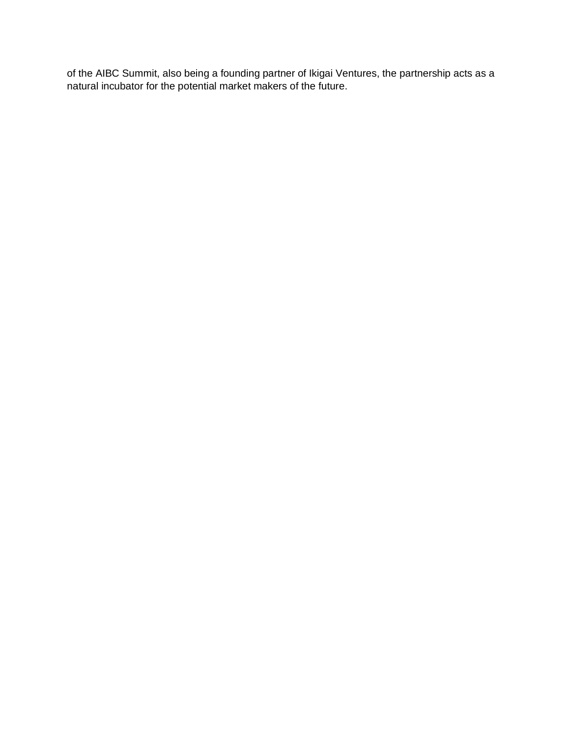of the AIBC Summit, also being a founding partner of Ikigai Ventures, the partnership acts as a natural incubator for the potential market makers of the future.